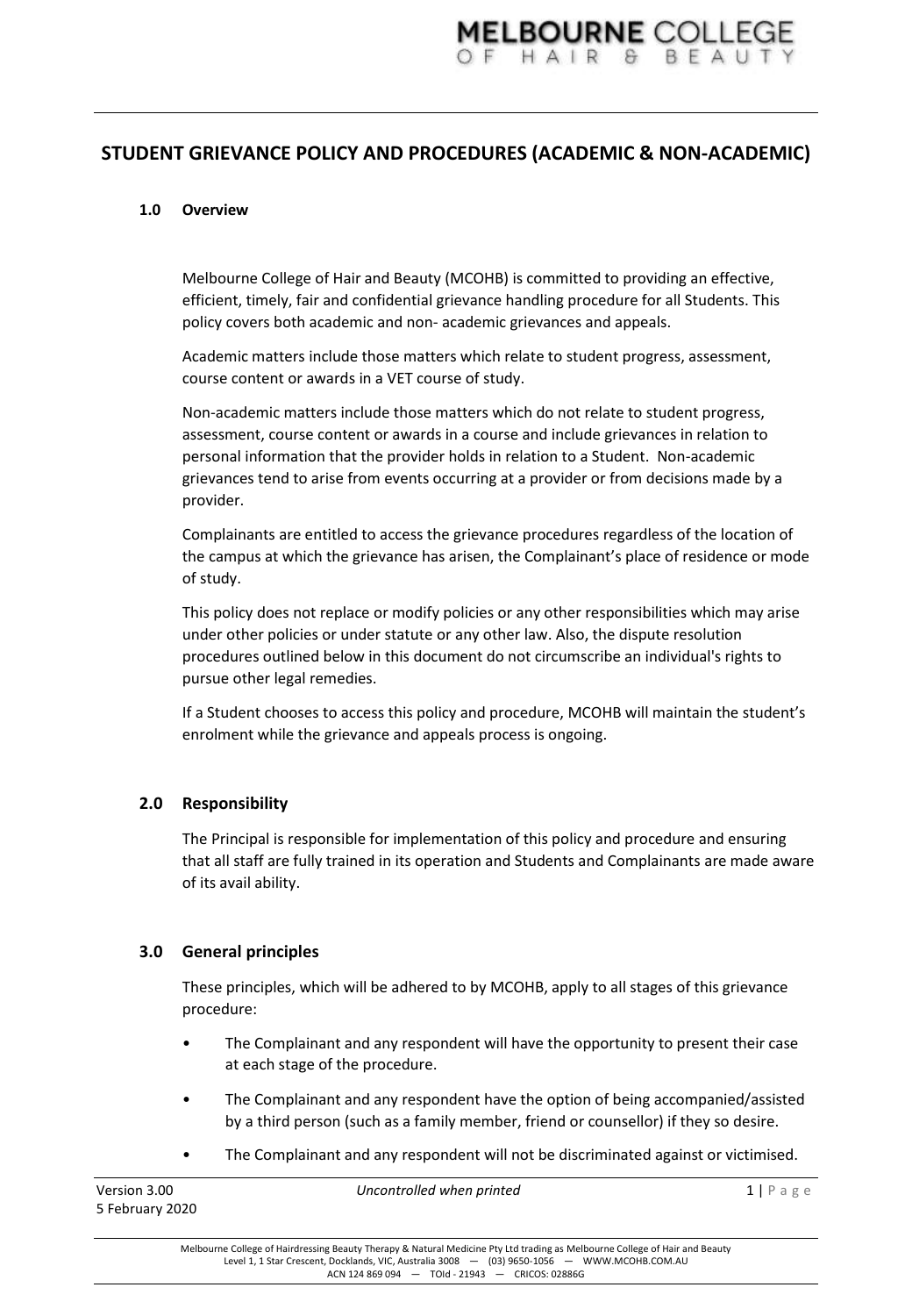# STUDENT GRIEVANCE POLICY AND PROCEDURES (ACADEMIC & NON-ACADEMIC)

## 1.0 Overview

Melbourne College of Hair and Beauty (MCOHB) is committed to providing an effective, efficient, timely, fair and confidential grievance handling procedure for all Students. This policy covers both academic and non- academic grievances and appeals.

Academic matters include those matters which relate to student progress, assessment, course content or awards in a VET course of study.

Non-academic matters include those matters which do not relate to student progress, assessment, course content or awards in a course and include grievances in relation to personal information that the provider holds in relation to a Student. Non-academic grievances tend to arise from events occurring at a provider or from decisions made by a provider.

Complainants are entitled to access the grievance procedures regardless of the location of the campus at which the grievance has arisen, the Complainant's place of residence or mode of study.

This policy does not replace or modify policies or any other responsibilities which may arise under other policies or under statute or any other law. Also, the dispute resolution procedures outlined below in this document do not circumscribe an individual's rights to pursue other legal remedies.

If a Student chooses to access this policy and procedure, MCOHB will maintain the student's enrolment while the grievance and appeals process is ongoing.

## 2.0 Responsibility

The Principal is responsible for implementation of this policy and procedure and ensuring that all staff are fully trained in its operation and Students and Complainants are made aware of its avail ability.

## 3.0 General principles

These principles, which will be adhered to by MCOHB, apply to all stages of this grievance procedure:

- The Complainant and any respondent will have the opportunity to present their case at each stage of the procedure.
- The Complainant and any respondent have the option of being accompanied/assisted by a third person (such as a family member, friend or counsellor) if they so desire.
- The Complainant and any respondent will not be discriminated against or victimised.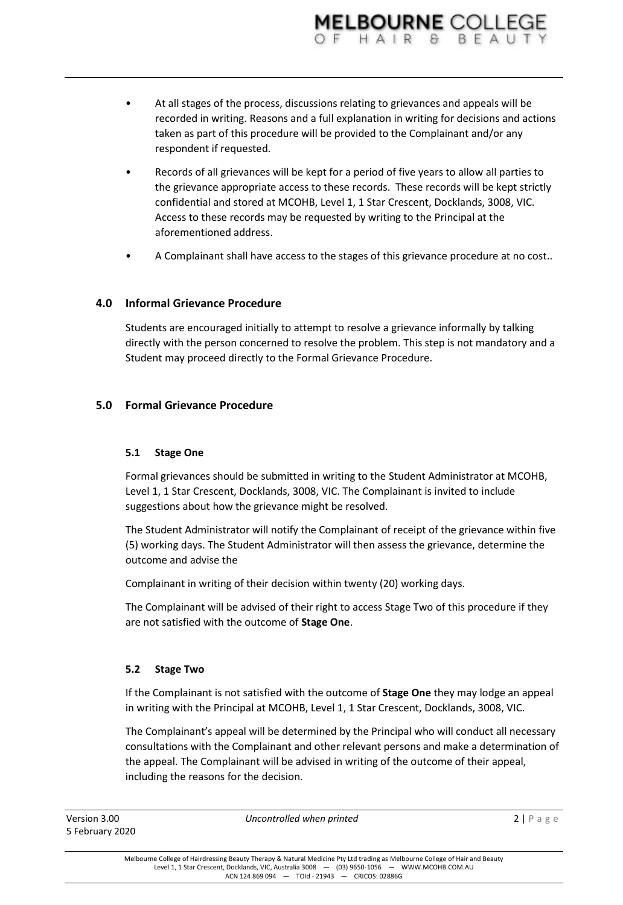- At all stages of the process, discussions relating to grievances and appeals will be recorded in writing. Reasons and a full explanation in writing for decisions and actions taken as part of this procedure will be provided to the Complainant and/or any respondent if requested.
- Records of all grievances will be kept for a period of five years to allow all parties to the grievance appropriate access to these records. These records will be kept strictly confidential and stored at MCOHB, Level 1, 1 Star Crescent, Docklands, 3008, VIC. Access to these records may be requested by writing to the Principal at the aforementioned address.
- A Complainant shall have access to the stages of this grievance procedure at no cost..

## 4.0 Informal Grievance Procedure

Students are encouraged initially to attempt to resolve a grievance informally by talking directly with the person concerned to resolve the problem. This step is not mandatory and a Student may proceed directly to the Formal Grievance Procedure.

## 5.0 Formal Grievance Procedure

### 5.1 Stage One

Formal grievances should be submitted in writing to the Student Administrator at MCOHB, Level 1, 1 Star Crescent, Docklands, 3008, VIC. The Complainant is invited to include suggestions about how the grievance might be resolved.

The Student Administrator will notify the Complainant of receipt of the grievance within five (5) working days. The Student Administrator will then assess the grievance, determine the outcome and advise the

Complainant in writing of their decision within twenty (20) working days.

The Complainant will be advised of their right to access Stage Two of this procedure if they are not satisfied with the outcome of **Stage One**.

### 5.2 Stage Two

If the Complainant is not satisfied with the outcome of **Stage One** they may lodge an appeal in writing with the Principal at MCOHB, Level 1, 1 Star Crescent, Docklands, 3008, VIC.

The Complainant's appeal will be determined by the Principal who will conduct all necessary consultations with the Complainant and other relevant persons and make a determination of the appeal. The Complainant will be advised in writing of the outcome of their appeal, including the reasons for the decision.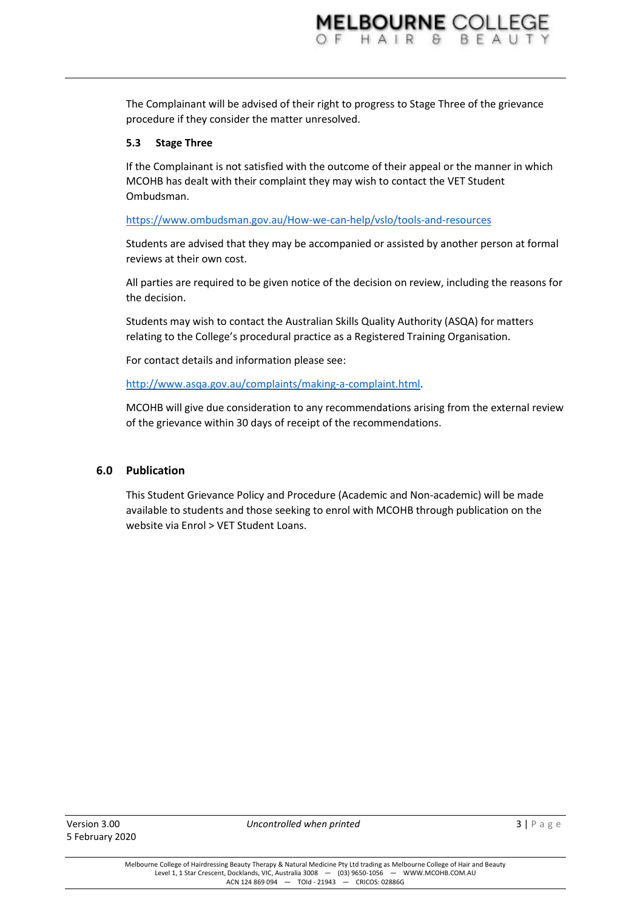The Complainant will be advised of their right to progress to Stage Three of the grievance procedure if they consider the matter unresolved.

### 5.3 Stage Three

If the Complainant is not satisfied with the outcome of their appeal or the manner in which MCOHB has dealt with their complaint they may wish to contact the VET Student Ombudsman.

https://www.ombudsman.gov.au/How-we-can-help/vslo/tools-and-resources

Students are advised that they may be accompanied or assisted by another person at formal reviews at their own cost.

All parties are required to be given notice of the decision on review, including the reasons for the decision.

Students may wish to contact the Australian Skills Quality Authority (ASQA) for matters relating to the College's procedural practice as a Registered Training Organisation.

For contact details and information please see:

http://www.asqa.gov.au/complaints/making-a-complaint.html.

MCOHB will give due consideration to any recommendations arising from the external review of the grievance within 30 days of receipt of the recommendations.

## 6.0 Publication

This Student Grievance Policy and Procedure (Academic and Non-academic) will be made available to students and those seeking to enrol with MCOHB through publication on the website via Enrol > VET Student Loans.